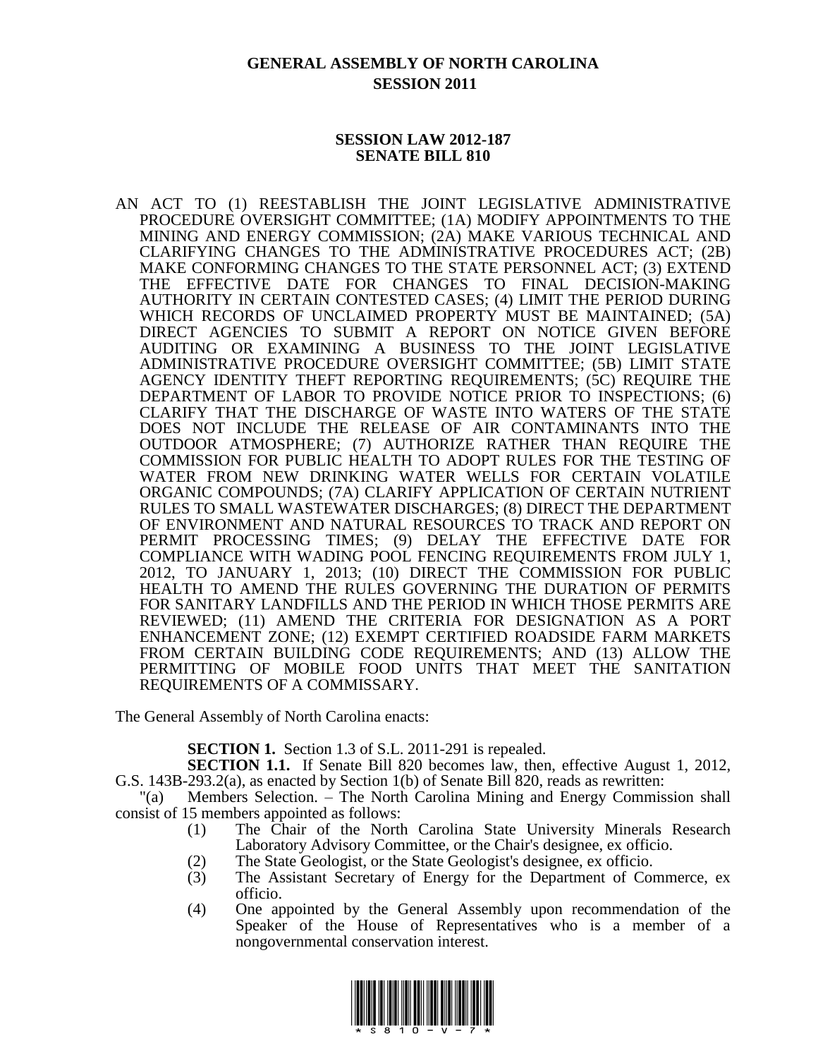# GENERAL ASSEMBLY OF NORTH CAROLINA
## SESSION 2011

### SESSION LAW 2012-187
### SENATE BILL 810

AN ACT TO (1) REESTABLISH THE JOINT LEGISLATIVE ADMINISTRATIVE PROCEDURE OVERSIGHT COMMITTEE; (1A) MODIFY APPOINTMENTS TO THE MINING AND ENERGY COMMISSION; (2A) MAKE VARIOUS TECHNICAL AND CLARIFYING CHANGES TO THE ADMINISTRATIVE PROCEDURES ACT; (2B) MAKE CONFORMING CHANGES TO THE STATE PERSONNEL ACT; (3) EXTEND THE EFFECTIVE DATE FOR CHANGES TO FINAL DECISION-MAKING AUTHORITY IN CERTAIN CONTESTED CASES; (4) LIMIT THE PERIOD DURING WHICH RECORDS OF UNCLAIMED PROPERTY MUST BE MAINTAINED; (5A) DIRECT AGENCIES TO SUBMIT A REPORT ON NOTICE GIVEN BEFORE AUDITING OR EXAMINING A BUSINESS TO THE JOINT LEGISLATIVE ADMINISTRATIVE PROCEDURE OVERSIGHT COMMITTEE; (5B) LIMIT STATE AGENCY IDENTITY THEFT REPORTING REQUIREMENTS; (5C) REQUIRE THE DEPARTMENT OF LABOR TO PROVIDE NOTICE PRIOR TO INSPECTIONS; (6) CLARIFY THAT THE DISCHARGE OF WASTE INTO WATERS OF THE STATE DOES NOT INCLUDE THE RELEASE OF AIR CONTAMINANTS INTO THE OUTDOOR ATMOSPHERE; (7) AUTHORIZE RATHER THAN REQUIRE THE COMMISSION FOR PUBLIC HEALTH TO ADOPT RULES FOR THE TESTING OF WATER FROM NEW DRINKING WATER WELLS FOR CERTAIN VOLATILE ORGANIC COMPOUNDS; (7A) CLARIFY APPLICATION OF CERTAIN NUTRIENT RULES TO SMALL WASTEWATER DISCHARGES; (8) DIRECT THE DEPARTMENT OF ENVIRONMENT AND NATURAL RESOURCES TO TRACK AND REPORT ON PERMIT PROCESSING TIMES; (9) DELAY THE EFFECTIVE DATE FOR COMPLIANCE WITH WADING POOL FENCING REQUIREMENTS FROM JULY 1, 2012, TO JANUARY 1, 2013; (10) DIRECT THE COMMISSION FOR PUBLIC HEALTH TO AMEND THE RULES GOVERNING THE DURATION OF PERMITS FOR SANITARY LANDFILLS AND THE PERIOD IN WHICH THOSE PERMITS ARE REVIEWED; (11) AMEND THE CRITERIA FOR DESIGNATION AS A PORT ENHANCEMENT ZONE; (12) EXEMPT CERTIFIED ROADSIDE FARM MARKETS FROM CERTAIN BUILDING CODE REQUIREMENTS; AND (13) ALLOW THE PERMITTING OF MOBILE FOOD UNITS THAT MEET THE SANITATION REQUIREMENTS OF A COMMISSARY.

The General Assembly of North Carolina enacts:

**SECTION 1.** Section 1.3 of S.L. 2011-291 is repealed.

**SECTION 1.1.** If Senate Bill 820 becomes law, then, effective August 1, 2012, G.S. 143B-293.2(a), as enacted by Section 1(b) of Senate Bill 820, reads as rewritten:

"(a) Members Selection. – The North Carolina Mining and Energy Commission shall consist of 15 members appointed as follows:

(1) The Chair of the North Carolina State University Minerals Research Laboratory Advisory Committee, or the Chair's designee, ex officio.

(2) The State Geologist, or the State Geologist's designee, ex officio.

(3) The Assistant Secretary of Energy for the Department of Commerce, ex officio.

(4) One appointed by the General Assembly upon recommendation of the Speaker of the House of Representatives who is a member of a nongovernmental conservation interest.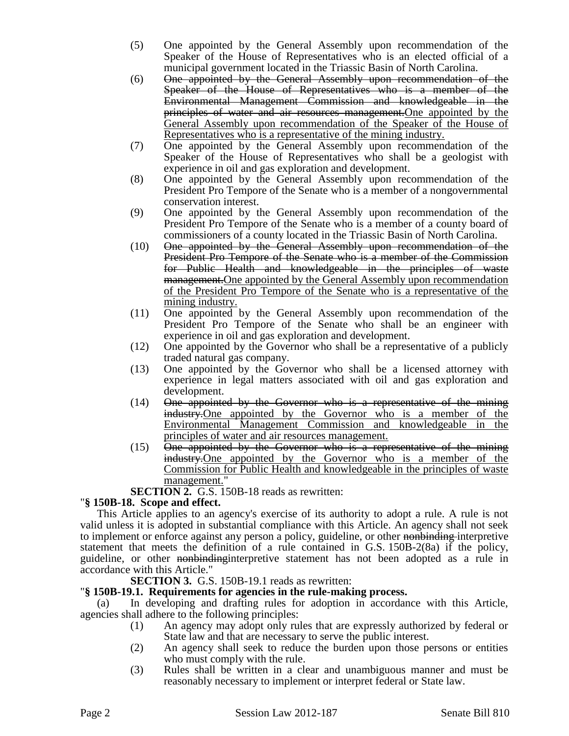(5) One appointed by the General Assembly upon recommendation of the Speaker of the House of Representatives who is an elected official of a municipal government located in the Triassic Basin of North Carolina.

(6) ~~One appointed by the General Assembly upon recommendation of the Speaker of the House of Representatives who is a member of the Environmental Management Commission and knowledgeable in the principles of water and air resources management.~~<u>One appointed by the General Assembly upon recommendation of the Speaker of the House of Representatives who is a representative of the mining industry.</u>

(7) One appointed by the General Assembly upon recommendation of the Speaker of the House of Representatives who shall be a geologist with experience in oil and gas exploration and development.

(8) One appointed by the General Assembly upon recommendation of the President Pro Tempore of the Senate who is a member of a nongovernmental conservation interest.

(9) One appointed by the General Assembly upon recommendation of the President Pro Tempore of the Senate who is a member of a county board of commissioners of a county located in the Triassic Basin of North Carolina.

(10) ~~One appointed by the General Assembly upon recommendation of the President Pro Tempore of the Senate who is a member of the Commission for Public Health and knowledgeable in the principles of waste management.~~<u>One appointed by the General Assembly upon recommendation of the President Pro Tempore of the Senate who is a representative of the mining industry.</u>

(11) One appointed by the General Assembly upon recommendation of the President Pro Tempore of the Senate who shall be an engineer with experience in oil and gas exploration and development.

(12) One appointed by the Governor who shall be a representative of a publicly traded natural gas company.

(13) One appointed by the Governor who shall be a licensed attorney with experience in legal matters associated with oil and gas exploration and development.

(14) ~~One appointed by the Governor who is a representative of the mining industry.~~<u>One appointed by the Governor who is a member of the Environmental Management Commission and knowledgeable in the principles of water and air resources management.</u>

(15) ~~One appointed by the Governor who is a representative of the mining industry.~~<u>One appointed by the Governor who is a member of the Commission for Public Health and knowledgeable in the principles of waste management.</u>"

**SECTION 2.** G.S. 150B-18 reads as rewritten:

"**§ 150B-18. Scope and effect.**

This Article applies to an agency's exercise of its authority to adopt a rule. A rule is not valid unless it is adopted in substantial compliance with this Article. An agency shall not seek to implement or enforce against any person a policy, guideline, or other ~~nonbinding~~ interpretive statement that meets the definition of a rule contained in G.S. 150B-2(8a) if the policy, guideline, or other ~~nonbinding~~interpretive statement has not been adopted as a rule in accordance with this Article."

**SECTION 3.** G.S. 150B-19.1 reads as rewritten:

"**§ 150B-19.1. Requirements for agencies in the rule-making process.**

(a) In developing and drafting rules for adoption in accordance with this Article, agencies shall adhere to the following principles:

(1) An agency may adopt only rules that are expressly authorized by federal or State law and that are necessary to serve the public interest.

(2) An agency shall seek to reduce the burden upon those persons or entities who must comply with the rule.

(3) Rules shall be written in a clear and unambiguous manner and must be reasonably necessary to implement or interpret federal or State law.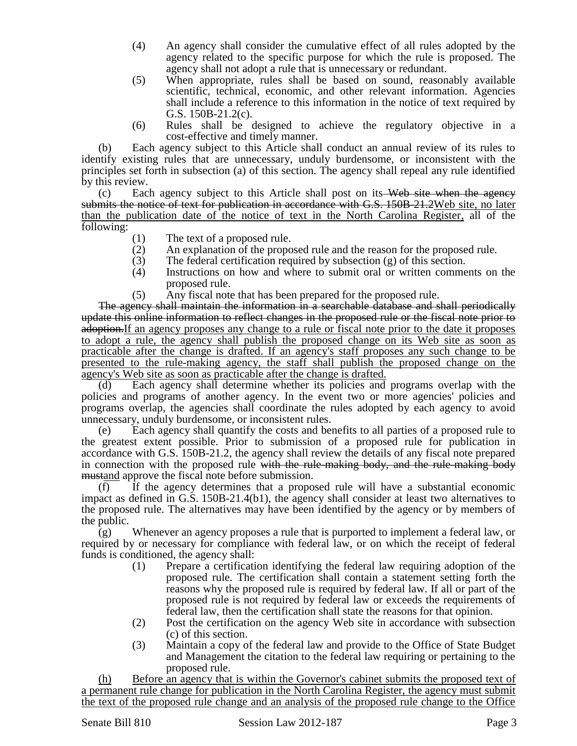(4) An agency shall consider the cumulative effect of all rules adopted by the agency related to the specific purpose for which the rule is proposed. The agency shall not adopt a rule that is unnecessary or redundant.

(5) When appropriate, rules shall be based on sound, reasonably available scientific, technical, economic, and other relevant information. Agencies shall include a reference to this information in the notice of text required by G.S. 150B-21.2(c).

(6) Rules shall be designed to achieve the regulatory objective in a cost-effective and timely manner.

(b) Each agency subject to this Article shall conduct an annual review of its rules to identify existing rules that are unnecessary, unduly burdensome, or inconsistent with the principles set forth in subsection (a) of this section. The agency shall repeal any rule identified by this review.

(c) Each agency subject to this Article shall post on its ~~Web site when the agency submits the notice of text for publication in accordance with G.S. 150B-21.2~~<u>Web site, no later than the publication date of the notice of text in the North Carolina Register,</u> all of the following:

(1) The text of a proposed rule.

(2) An explanation of the proposed rule and the reason for the proposed rule.

(3) The federal certification required by subsection (g) of this section.

(4) Instructions on how and where to submit oral or written comments on the proposed rule.

(5) Any fiscal note that has been prepared for the proposed rule.

~~The agency shall maintain the information in a searchable database and shall periodically update this online information to reflect changes in the proposed rule or the fiscal note prior to adoption.~~<u>If an agency proposes any change to a rule or fiscal note prior to the date it proposes to adopt a rule, the agency shall publish the proposed change on its Web site as soon as practicable after the change is drafted. If an agency's staff proposes any such change to be presented to the rule-making agency, the staff shall publish the proposed change on the agency's Web site as soon as practicable after the change is drafted.</u>

(d) Each agency shall determine whether its policies and programs overlap with the policies and programs of another agency. In the event two or more agencies' policies and programs overlap, the agencies shall coordinate the rules adopted by each agency to avoid unnecessary, unduly burdensome, or inconsistent rules.

(e) Each agency shall quantify the costs and benefits to all parties of a proposed rule to the greatest extent possible. Prior to submission of a proposed rule for publication in accordance with G.S. 150B-21.2, the agency shall review the details of any fiscal note prepared in connection with the proposed rule ~~with the rule-making body, and the rule-making body must~~<u>and</u> approve the fiscal note before submission.

(f) If the agency determines that a proposed rule will have a substantial economic impact as defined in G.S. 150B-21.4(b1), the agency shall consider at least two alternatives to the proposed rule. The alternatives may have been identified by the agency or by members of the public.

(g) Whenever an agency proposes a rule that is purported to implement a federal law, or required by or necessary for compliance with federal law, or on which the receipt of federal funds is conditioned, the agency shall:

(1) Prepare a certification identifying the federal law requiring adoption of the proposed rule. The certification shall contain a statement setting forth the reasons why the proposed rule is required by federal law. If all or part of the proposed rule is not required by federal law or exceeds the requirements of federal law, then the certification shall state the reasons for that opinion.

(2) Post the certification on the agency Web site in accordance with subsection (c) of this section.

(3) Maintain a copy of the federal law and provide to the Office of State Budget and Management the citation to the federal law requiring or pertaining to the proposed rule.

<u>(h) Before an agency that is within the Governor's cabinet submits the proposed text of a permanent rule change for publication in the North Carolina Register, the agency must submit the text of the proposed rule change and an analysis of the proposed rule change to the Office</u>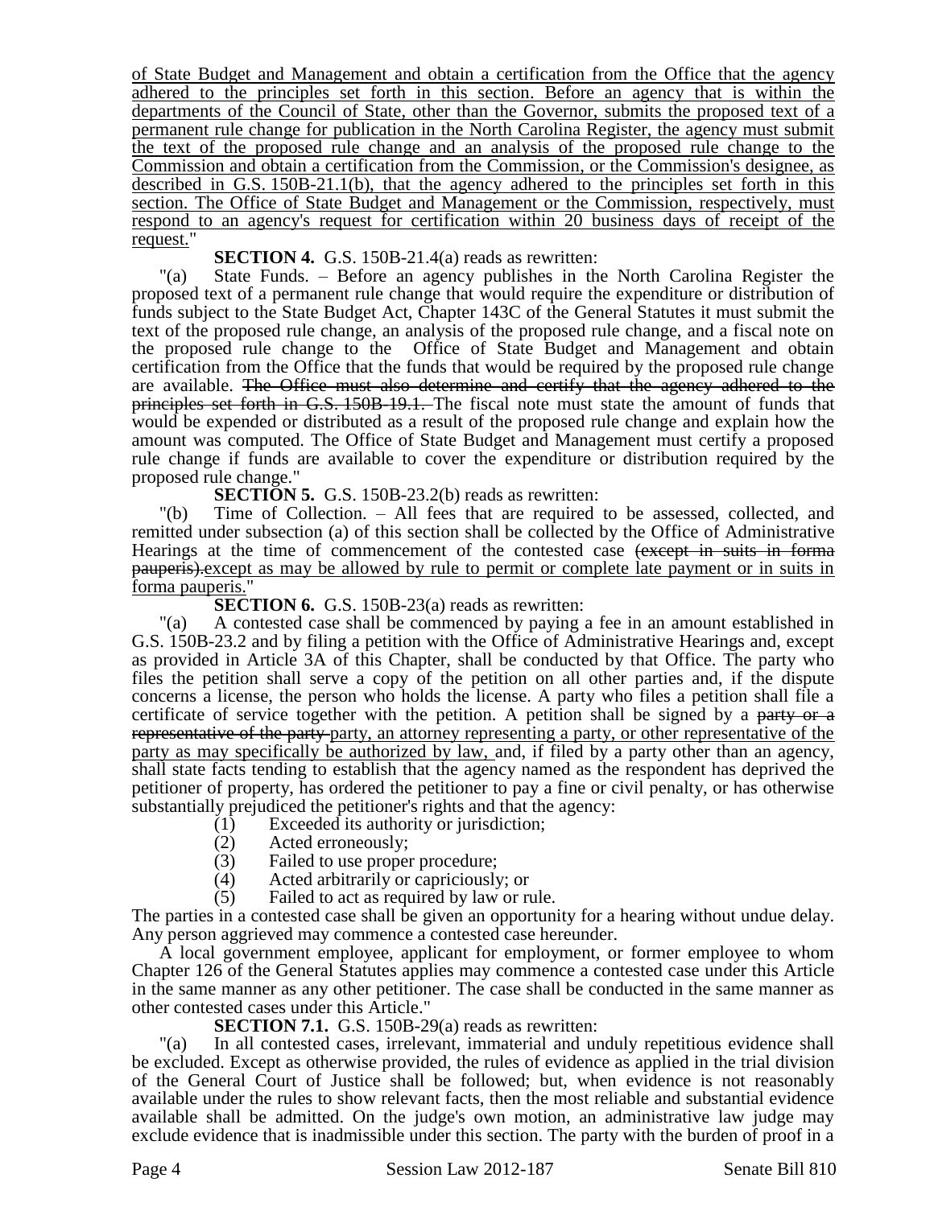of State Budget and Management and obtain a certification from the Office that the agency adhered to the principles set forth in this section. Before an agency that is within the departments of the Council of State, other than the Governor, submits the proposed text of a permanent rule change for publication in the North Carolina Register, the agency must submit the text of the proposed rule change and an analysis of the proposed rule change to the Commission and obtain a certification from the Commission, or the Commission's designee, as described in G.S. 150B-21.1(b), that the agency adhered to the principles set forth in this section. The Office of State Budget and Management or the Commission, respectively, must respond to an agency's request for certification within 20 business days of receipt of the request."

**SECTION 4.** G.S. 150B-21.4(a) reads as rewritten:

"(a) State Funds. – Before an agency publishes in the North Carolina Register the proposed text of a permanent rule change that would require the expenditure or distribution of funds subject to the State Budget Act, Chapter 143C of the General Statutes it must submit the text of the proposed rule change, an analysis of the proposed rule change, and a fiscal note on the proposed rule change to the Office of State Budget and Management and obtain certification from the Office that the funds that would be required by the proposed rule change are available. ~~The Office must also determine and certify that the agency adhered to the principles set forth in G.S. 150B-19.1.~~ The fiscal note must state the amount of funds that would be expended or distributed as a result of the proposed rule change and explain how the amount was computed. The Office of State Budget and Management must certify a proposed rule change if funds are available to cover the expenditure or distribution required by the proposed rule change."

**SECTION 5.** G.S. 150B-23.2(b) reads as rewritten:

"(b) Time of Collection. – All fees that are required to be assessed, collected, and remitted under subsection (a) of this section shall be collected by the Office of Administrative Hearings at the time of commencement of the contested case ~~(except in suits in forma pauperis).~~except as may be allowed by rule to permit or complete late payment or in suits in forma pauperis."

**SECTION 6.** G.S. 150B-23(a) reads as rewritten:

"(a) A contested case shall be commenced by paying a fee in an amount established in G.S. 150B-23.2 and by filing a petition with the Office of Administrative Hearings and, except as provided in Article 3A of this Chapter, shall be conducted by that Office. The party who files the petition shall serve a copy of the petition on all other parties and, if the dispute concerns a license, the person who holds the license. A party who files a petition shall file a certificate of service together with the petition. A petition shall be signed by a ~~party or a representative of the party~~ party, an attorney representing a party, or other representative of the party as may specifically be authorized by law, and, if filed by a party other than an agency, shall state facts tending to establish that the agency named as the respondent has deprived the petitioner of property, has ordered the petitioner to pay a fine or civil penalty, or has otherwise substantially prejudiced the petitioner's rights and that the agency:

(1) Exceeded its authority or jurisdiction;
(2) Acted erroneously;
(3) Failed to use proper procedure;
(4) Acted arbitrarily or capriciously; or
(5) Failed to act as required by law or rule.

The parties in a contested case shall be given an opportunity for a hearing without undue delay. Any person aggrieved may commence a contested case hereunder.

A local government employee, applicant for employment, or former employee to whom Chapter 126 of the General Statutes applies may commence a contested case under this Article in the same manner as any other petitioner. The case shall be conducted in the same manner as other contested cases under this Article."

**SECTION 7.1.** G.S. 150B-29(a) reads as rewritten:

"(a) In all contested cases, irrelevant, immaterial and unduly repetitious evidence shall be excluded. Except as otherwise provided, the rules of evidence as applied in the trial division of the General Court of Justice shall be followed; but, when evidence is not reasonably available under the rules to show relevant facts, then the most reliable and substantial evidence available shall be admitted. On the judge's own motion, an administrative law judge may exclude evidence that is inadmissible under this section. The party with the burden of proof in a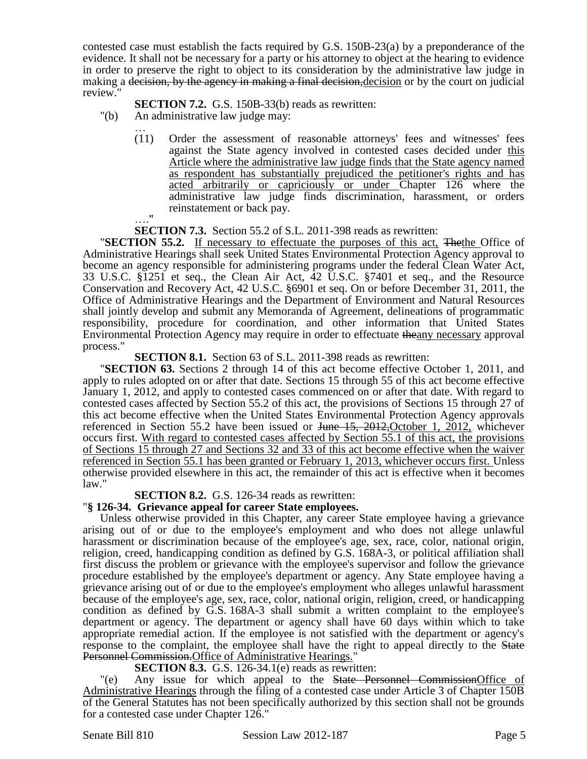contested case must establish the facts required by G.S. 150B-23(a) by a preponderance of the evidence. It shall not be necessary for a party or his attorney to object at the hearing to evidence in order to preserve the right to object to its consideration by the administrative law judge in making a ~~decision, by the agency in making a final decision,~~decision or by the court on judicial review."

**SECTION 7.2.** G.S. 150B-33(b) reads as rewritten:

"(b) An administrative law judge may:

…

(11) Order the assessment of reasonable attorneys' fees and witnesses' fees against the State agency involved in contested cases decided under this Article where the administrative law judge finds that the State agency named as respondent has substantially prejudiced the petitioner's rights and has acted arbitrarily or capriciously or under Chapter 126 where the administrative law judge finds discrimination, harassment, or orders reinstatement or back pay.

…."

**SECTION 7.3.** Section 55.2 of S.L. 2011-398 reads as rewritten:

"**SECTION 55.2.** If necessary to effectuate the purposes of this act, ~~The~~the Office of Administrative Hearings shall seek United States Environmental Protection Agency approval to become an agency responsible for administering programs under the federal Clean Water Act, 33 U.S.C. §1251 et seq., the Clean Air Act, 42 U.S.C. §7401 et seq., and the Resource Conservation and Recovery Act, 42 U.S.C. §6901 et seq. On or before December 31, 2011, the Office of Administrative Hearings and the Department of Environment and Natural Resources shall jointly develop and submit any Memoranda of Agreement, delineations of programmatic responsibility, procedure for coordination, and other information that United States Environmental Protection Agency may require in order to effectuate ~~the~~any necessary approval process."

**SECTION 8.1.** Section 63 of S.L. 2011-398 reads as rewritten:

"**SECTION 63.** Sections 2 through 14 of this act become effective October 1, 2011, and apply to rules adopted on or after that date. Sections 15 through 55 of this act become effective January 1, 2012, and apply to contested cases commenced on or after that date. With regard to contested cases affected by Section 55.2 of this act, the provisions of Sections 15 through 27 of this act become effective when the United States Environmental Protection Agency approvals referenced in Section 55.2 have been issued or ~~June 15, 2012,~~October 1, 2012, whichever occurs first. With regard to contested cases affected by Section 55.1 of this act, the provisions of Sections 15 through 27 and Sections 32 and 33 of this act become effective when the waiver referenced in Section 55.1 has been granted or February 1, 2013, whichever occurs first. Unless otherwise provided elsewhere in this act, the remainder of this act is effective when it becomes law."

**SECTION 8.2.** G.S. 126-34 reads as rewritten:

"**§ 126-34. Grievance appeal for career State employees.**

Unless otherwise provided in this Chapter, any career State employee having a grievance arising out of or due to the employee's employment and who does not allege unlawful harassment or discrimination because of the employee's age, sex, race, color, national origin, religion, creed, handicapping condition as defined by G.S. 168A-3, or political affiliation shall first discuss the problem or grievance with the employee's supervisor and follow the grievance procedure established by the employee's department or agency. Any State employee having a grievance arising out of or due to the employee's employment who alleges unlawful harassment because of the employee's age, sex, race, color, national origin, religion, creed, or handicapping condition as defined by G.S. 168A-3 shall submit a written complaint to the employee's department or agency. The department or agency shall have 60 days within which to take appropriate remedial action. If the employee is not satisfied with the department or agency's response to the complaint, the employee shall have the right to appeal directly to the ~~State Personnel Commission.~~Office of Administrative Hearings."

**SECTION 8.3.** G.S. 126-34.1(e) reads as rewritten:

"(e) Any issue for which appeal to the ~~State Personnel Commission~~Office of Administrative Hearings through the filing of a contested case under Article 3 of Chapter 150B of the General Statutes has not been specifically authorized by this section shall not be grounds for a contested case under Chapter 126."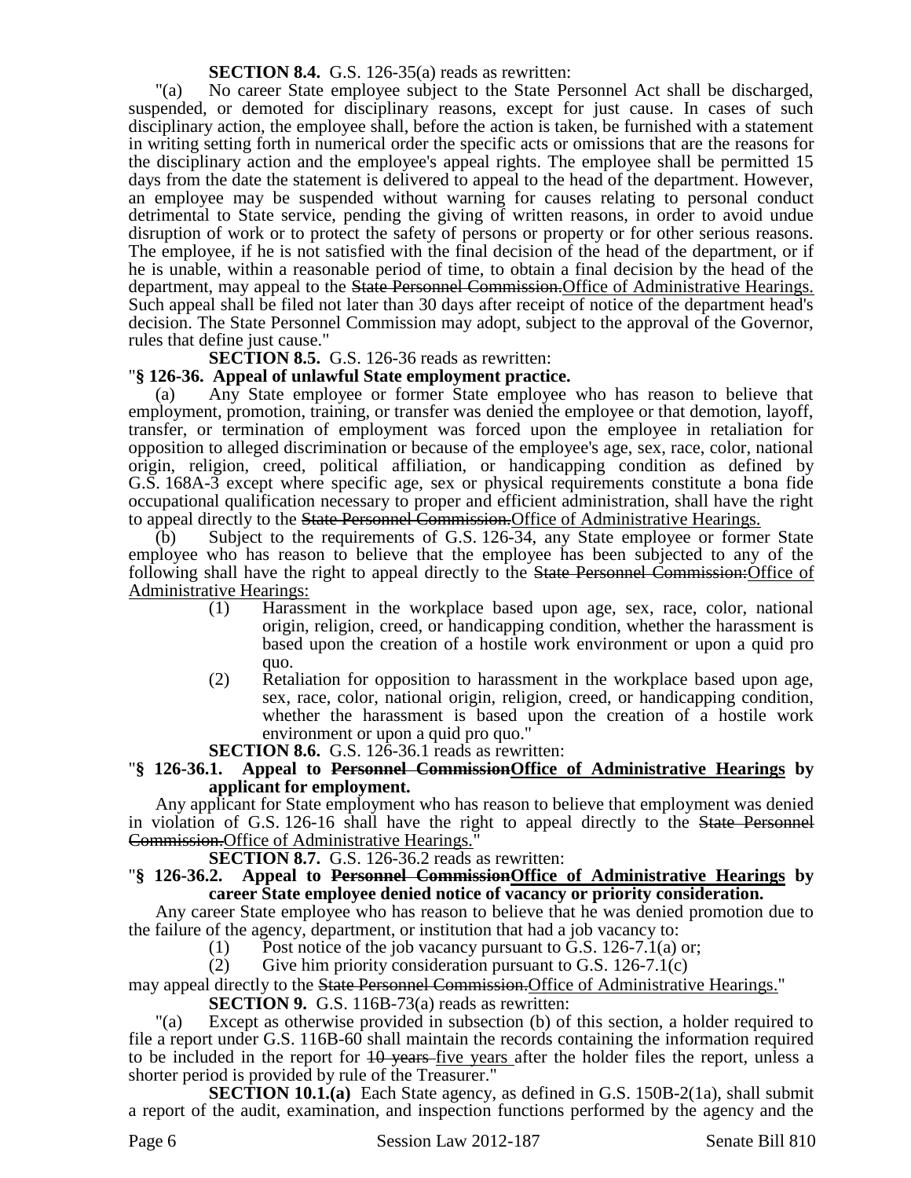**SECTION 8.4.** G.S. 126-35(a) reads as rewritten:

"(a) No career State employee subject to the State Personnel Act shall be discharged, suspended, or demoted for disciplinary reasons, except for just cause. In cases of such disciplinary action, the employee shall, before the action is taken, be furnished with a statement in writing setting forth in numerical order the specific acts or omissions that are the reasons for the disciplinary action and the employee's appeal rights. The employee shall be permitted 15 days from the date the statement is delivered to appeal to the head of the department. However, an employee may be suspended without warning for causes relating to personal conduct detrimental to State service, pending the giving of written reasons, in order to avoid undue disruption of work or to protect the safety of persons or property or for other serious reasons. The employee, if he is not satisfied with the final decision of the head of the department, or if he is unable, within a reasonable period of time, to obtain a final decision by the head of the department, may appeal to the ~~State Personnel Commission.~~Office of Administrative Hearings. Such appeal shall be filed not later than 30 days after receipt of notice of the department head's decision. The State Personnel Commission may adopt, subject to the approval of the Governor, rules that define just cause."

**SECTION 8.5.** G.S. 126-36 reads as rewritten:

"**§ 126-36. Appeal of unlawful State employment practice.**

(a) Any State employee or former State employee who has reason to believe that employment, promotion, training, or transfer was denied the employee or that demotion, layoff, transfer, or termination of employment was forced upon the employee in retaliation for opposition to alleged discrimination or because of the employee's age, sex, race, color, national origin, religion, creed, political affiliation, or handicapping condition as defined by G.S. 168A-3 except where specific age, sex or physical requirements constitute a bona fide occupational qualification necessary to proper and efficient administration, shall have the right to appeal directly to the ~~State Personnel Commission.~~Office of Administrative Hearings.

(b) Subject to the requirements of G.S. 126-34, any State employee or former State employee who has reason to believe that the employee has been subjected to any of the following shall have the right to appeal directly to the ~~State Personnel Commission:~~Office of Administrative Hearings:

(1) Harassment in the workplace based upon age, sex, race, color, national origin, religion, creed, or handicapping condition, whether the harassment is based upon the creation of a hostile work environment or upon a quid pro quo.

(2) Retaliation for opposition to harassment in the workplace based upon age, sex, race, color, national origin, religion, creed, or handicapping condition, whether the harassment is based upon the creation of a hostile work environment or upon a quid pro quo."

**SECTION 8.6.** G.S. 126-36.1 reads as rewritten:

"**§ 126-36.1. Appeal to ~~Personnel Commission~~Office of Administrative Hearings by applicant for employment.**

Any applicant for State employment who has reason to believe that employment was denied in violation of G.S. 126-16 shall have the right to appeal directly to the ~~State Personnel Commission.~~Office of Administrative Hearings."

**SECTION 8.7.** G.S. 126-36.2 reads as rewritten:

"**§ 126-36.2. Appeal to ~~Personnel Commission~~Office of Administrative Hearings by career State employee denied notice of vacancy or priority consideration.**

Any career State employee who has reason to believe that he was denied promotion due to the failure of the agency, department, or institution that had a job vacancy to:

(1) Post notice of the job vacancy pursuant to G.S. 126-7.1(a) or;

(2) Give him priority consideration pursuant to G.S. 126-7.1(c)

may appeal directly to the ~~State Personnel Commission.~~Office of Administrative Hearings."

**SECTION 9.** G.S. 116B-73(a) reads as rewritten:

"(a) Except as otherwise provided in subsection (b) of this section, a holder required to file a report under G.S. 116B-60 shall maintain the records containing the information required to be included in the report for ~~10 years~~ five years after the holder files the report, unless a shorter period is provided by rule of the Treasurer."

**SECTION 10.1.(a)** Each State agency, as defined in G.S. 150B-2(1a), shall submit a report of the audit, examination, and inspection functions performed by the agency and the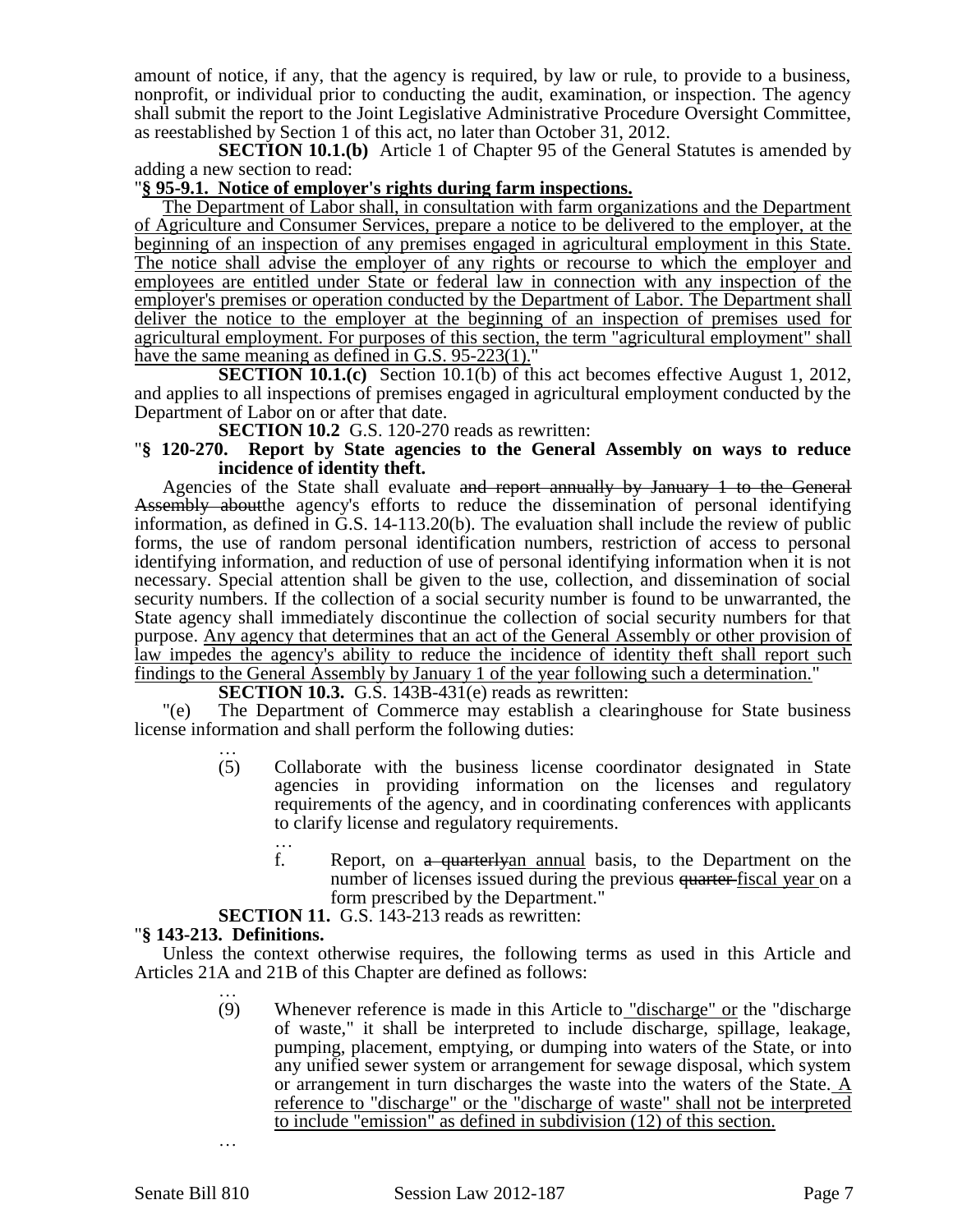amount of notice, if any, that the agency is required, by law or rule, to provide to a business, nonprofit, or individual prior to conducting the audit, examination, or inspection. The agency shall submit the report to the Joint Legislative Administrative Procedure Oversight Committee, as reestablished by Section 1 of this act, no later than October 31, 2012.

**SECTION 10.1.(b)** Article 1 of Chapter 95 of the General Statutes is amended by adding a new section to read:

"**§ 95-9.1. Notice of employer's rights during farm inspections.**

The Department of Labor shall, in consultation with farm organizations and the Department of Agriculture and Consumer Services, prepare a notice to be delivered to the employer, at the beginning of an inspection of any premises engaged in agricultural employment in this State. The notice shall advise the employer of any rights or recourse to which the employer and employees are entitled under State or federal law in connection with any inspection of the employer's premises or operation conducted by the Department of Labor. The Department shall deliver the notice to the employer at the beginning of an inspection of premises used for agricultural employment. For purposes of this section, the term "agricultural employment" shall have the same meaning as defined in G.S. 95-223(1)."

**SECTION 10.1.(c)** Section 10.1(b) of this act becomes effective August 1, 2012, and applies to all inspections of premises engaged in agricultural employment conducted by the Department of Labor on or after that date.

**SECTION 10.2** G.S. 120-270 reads as rewritten:

"**§ 120-270. Report by State agencies to the General Assembly on ways to reduce incidence of identity theft.**

Agencies of the State shall evaluate ~~and report annually by January 1 to the General Assembly about~~the agency's efforts to reduce the dissemination of personal identifying information, as defined in G.S. 14-113.20(b). The evaluation shall include the review of public forms, the use of random personal identification numbers, restriction of access to personal identifying information, and reduction of use of personal identifying information when it is not necessary. Special attention shall be given to the use, collection, and dissemination of social security numbers. If the collection of a social security number is found to be unwarranted, the State agency shall immediately discontinue the collection of social security numbers for that purpose. Any agency that determines that an act of the General Assembly or other provision of law impedes the agency's ability to reduce the incidence of identity theft shall report such findings to the General Assembly by January 1 of the year following such a determination."

**SECTION 10.3.** G.S. 143B-431(e) reads as rewritten:

"(e) The Department of Commerce may establish a clearinghouse for State business license information and shall perform the following duties:

…

(5) Collaborate with the business license coordinator designated in State agencies in providing information on the licenses and regulatory requirements of the agency, and in coordinating conferences with applicants to clarify license and regulatory requirements.

…

f. Report, on ~~a quarterly~~an annual basis, to the Department on the number of licenses issued during the previous ~~quarter~~ fiscal year on a form prescribed by the Department."

**SECTION 11.** G.S. 143-213 reads as rewritten:

"**§ 143-213. Definitions.**

Unless the context otherwise requires, the following terms as used in this Article and Articles 21A and 21B of this Chapter are defined as follows:

…

(9) Whenever reference is made in this Article to "discharge" or the "discharge of waste," it shall be interpreted to include discharge, spillage, leakage, pumping, placement, emptying, or dumping into waters of the State, or into any unified sewer system or arrangement for sewage disposal, which system or arrangement in turn discharges the waste into the waters of the State. A reference to "discharge" or the "discharge of waste" shall not be interpreted to include "emission" as defined in subdivision (12) of this section.

…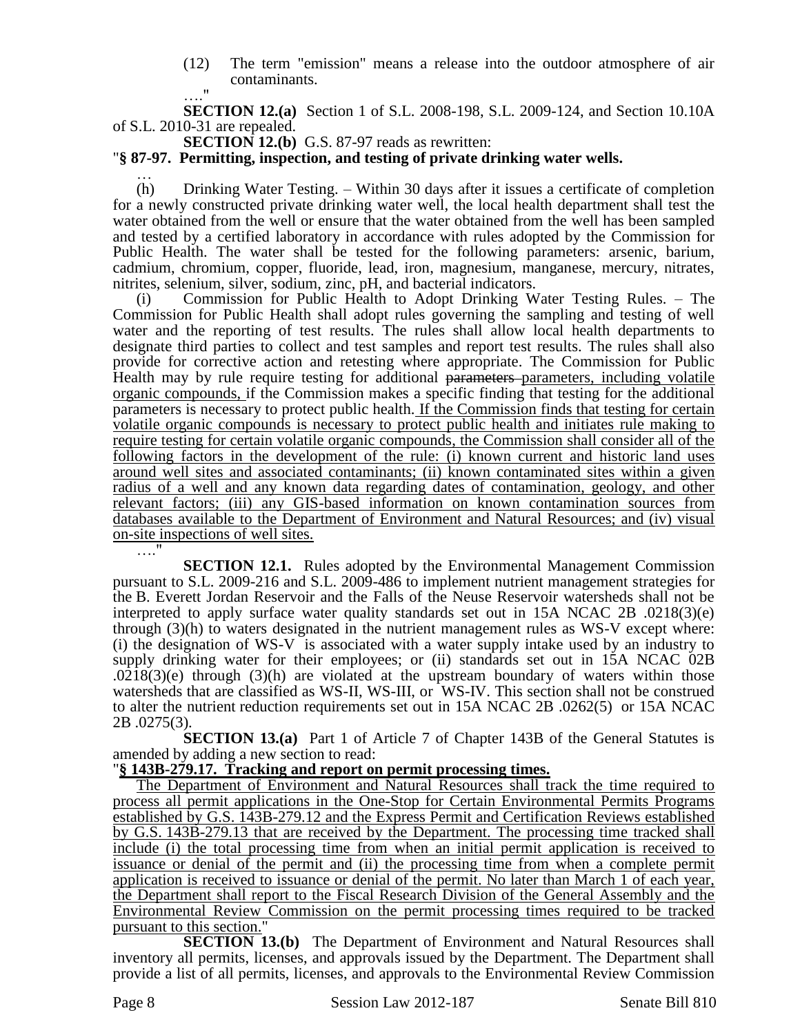(12) The term "emission" means a release into the outdoor atmosphere of air contaminants.

…."

**SECTION 12.(a)** Section 1 of S.L. 2008-198, S.L. 2009-124, and Section 10.10A of S.L. 2010-31 are repealed.

**SECTION 12.(b)** G.S. 87-97 reads as rewritten:

"**§ 87-97. Permitting, inspection, and testing of private drinking water wells.**

…

(h) Drinking Water Testing. – Within 30 days after it issues a certificate of completion for a newly constructed private drinking water well, the local health department shall test the water obtained from the well or ensure that the water obtained from the well has been sampled and tested by a certified laboratory in accordance with rules adopted by the Commission for Public Health. The water shall be tested for the following parameters: arsenic, barium, cadmium, chromium, copper, fluoride, lead, iron, magnesium, manganese, mercury, nitrates, nitrites, selenium, silver, sodium, zinc, pH, and bacterial indicators.

(i) Commission for Public Health to Adopt Drinking Water Testing Rules. – The Commission for Public Health shall adopt rules governing the sampling and testing of well water and the reporting of test results. The rules shall allow local health departments to designate third parties to collect and test samples and report test results. The rules shall also provide for corrective action and retesting where appropriate. The Commission for Public Health may by rule require testing for additional ~~parameters~~ parameters, including volatile organic compounds, if the Commission makes a specific finding that testing for the additional parameters is necessary to protect public health. If the Commission finds that testing for certain volatile organic compounds is necessary to protect public health and initiates rule making to require testing for certain volatile organic compounds, the Commission shall consider all of the following factors in the development of the rule: (i) known current and historic land uses around well sites and associated contaminants; (ii) known contaminated sites within a given radius of a well and any known data regarding dates of contamination, geology, and other relevant factors; (iii) any GIS-based information on known contamination sources from databases available to the Department of Environment and Natural Resources; and (iv) visual on-site inspections of well sites.

…."

**SECTION 12.1.** Rules adopted by the Environmental Management Commission pursuant to S.L. 2009-216 and S.L. 2009-486 to implement nutrient management strategies for the B. Everett Jordan Reservoir and the Falls of the Neuse Reservoir watersheds shall not be interpreted to apply surface water quality standards set out in 15A NCAC 2B .0218(3)(e) through (3)(h) to waters designated in the nutrient management rules as WS-V except where: (i) the designation of WS-V is associated with a water supply intake used by an industry to supply drinking water for their employees; or (ii) standards set out in 15A NCAC 02B .0218(3)(e) through (3)(h) are violated at the upstream boundary of waters within those watersheds that are classified as WS-II, WS-III, or WS-IV. This section shall not be construed to alter the nutrient reduction requirements set out in 15A NCAC 2B .0262(5) or 15A NCAC 2B .0275(3).

**SECTION 13.(a)** Part 1 of Article 7 of Chapter 143B of the General Statutes is amended by adding a new section to read:

"**§ 143B-279.17. Tracking and report on permit processing times.**

The Department of Environment and Natural Resources shall track the time required to process all permit applications in the One-Stop for Certain Environmental Permits Programs established by G.S. 143B-279.12 and the Express Permit and Certification Reviews established by G.S. 143B-279.13 that are received by the Department. The processing time tracked shall include (i) the total processing time from when an initial permit application is received to issuance or denial of the permit and (ii) the processing time from when a complete permit application is received to issuance or denial of the permit. No later than March 1 of each year, the Department shall report to the Fiscal Research Division of the General Assembly and the Environmental Review Commission on the permit processing times required to be tracked pursuant to this section."

**SECTION 13.(b)** The Department of Environment and Natural Resources shall inventory all permits, licenses, and approvals issued by the Department. The Department shall provide a list of all permits, licenses, and approvals to the Environmental Review Commission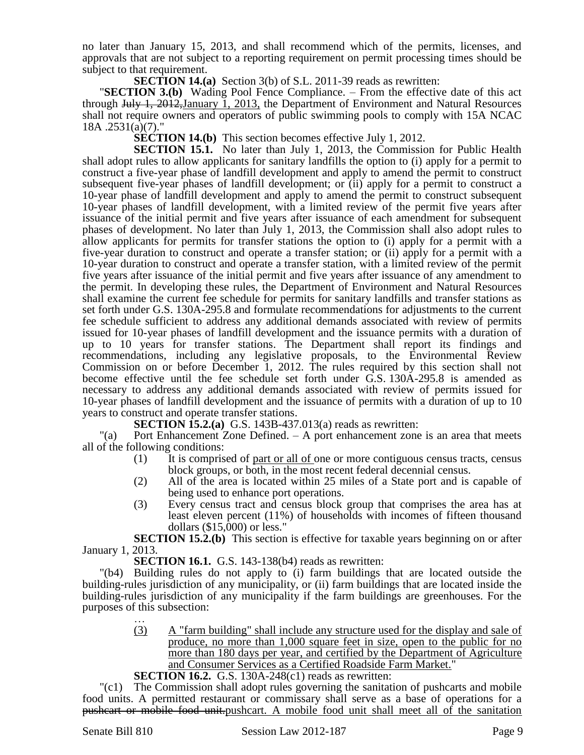no later than January 15, 2013, and shall recommend which of the permits, licenses, and approvals that are not subject to a reporting requirement on permit processing times should be subject to that requirement.

**SECTION 14.(a)** Section 3(b) of S.L. 2011-39 reads as rewritten:

"**SECTION 3.(b)** Wading Pool Fence Compliance. – From the effective date of this act through ~~July 1, 2012,~~January 1, 2013, the Department of Environment and Natural Resources shall not require owners and operators of public swimming pools to comply with 15A NCAC 18A .2531(a)(7)."

**SECTION 14.(b)** This section becomes effective July 1, 2012.

**SECTION 15.1.** No later than July 1, 2013, the Commission for Public Health shall adopt rules to allow applicants for sanitary landfills the option to (i) apply for a permit to construct a five-year phase of landfill development and apply to amend the permit to construct subsequent five-year phases of landfill development; or (ii) apply for a permit to construct a 10-year phase of landfill development and apply to amend the permit to construct subsequent 10-year phases of landfill development, with a limited review of the permit five years after issuance of the initial permit and five years after issuance of each amendment for subsequent phases of development. No later than July 1, 2013, the Commission shall also adopt rules to allow applicants for permits for transfer stations the option to (i) apply for a permit with a five-year duration to construct and operate a transfer station; or (ii) apply for a permit with a 10-year duration to construct and operate a transfer station, with a limited review of the permit five years after issuance of the initial permit and five years after issuance of any amendment to the permit. In developing these rules, the Department of Environment and Natural Resources shall examine the current fee schedule for permits for sanitary landfills and transfer stations as set forth under G.S. 130A-295.8 and formulate recommendations for adjustments to the current fee schedule sufficient to address any additional demands associated with review of permits issued for 10-year phases of landfill development and the issuance permits with a duration of up to 10 years for transfer stations. The Department shall report its findings and recommendations, including any legislative proposals, to the Environmental Review Commission on or before December 1, 2012. The rules required by this section shall not become effective until the fee schedule set forth under G.S. 130A-295.8 is amended as necessary to address any additional demands associated with review of permits issued for 10-year phases of landfill development and the issuance of permits with a duration of up to 10 years to construct and operate transfer stations.

**SECTION 15.2.(a)** G.S. 143B-437.013(a) reads as rewritten:

"(a) Port Enhancement Zone Defined. – A port enhancement zone is an area that meets all of the following conditions:

(1) It is comprised of <u>part or all of</u> one or more contiguous census tracts, census block groups, or both, in the most recent federal decennial census.

(2) All of the area is located within 25 miles of a State port and is capable of being used to enhance port operations.

(3) Every census tract and census block group that comprises the area has at least eleven percent (11%) of households with incomes of fifteen thousand dollars ($15,000) or less."

**SECTION 15.2.(b)** This section is effective for taxable years beginning on or after January 1, 2013.

**SECTION 16.1.** G.S. 143-138(b4) reads as rewritten:

"(b4) Building rules do not apply to (i) farm buildings that are located outside the building-rules jurisdiction of any municipality, or (ii) farm buildings that are located inside the building-rules jurisdiction of any municipality if the farm buildings are greenhouses. For the purposes of this subsection:

…

<u>(3) A "farm building" shall include any structure used for the display and sale of produce, no more than 1,000 square feet in size, open to the public for no more than 180 days per year, and certified by the Department of Agriculture and Consumer Services as a Certified Roadside Farm Market.</u>"

**SECTION 16.2.** G.S. 130A-248(c1) reads as rewritten:

"(c1) The Commission shall adopt rules governing the sanitation of pushcarts and mobile food units. A permitted restaurant or commissary shall serve as a base of operations for a ~~pushcart or mobile food unit.~~<u>pushcart. A mobile food unit shall meet all of the sanitation</u>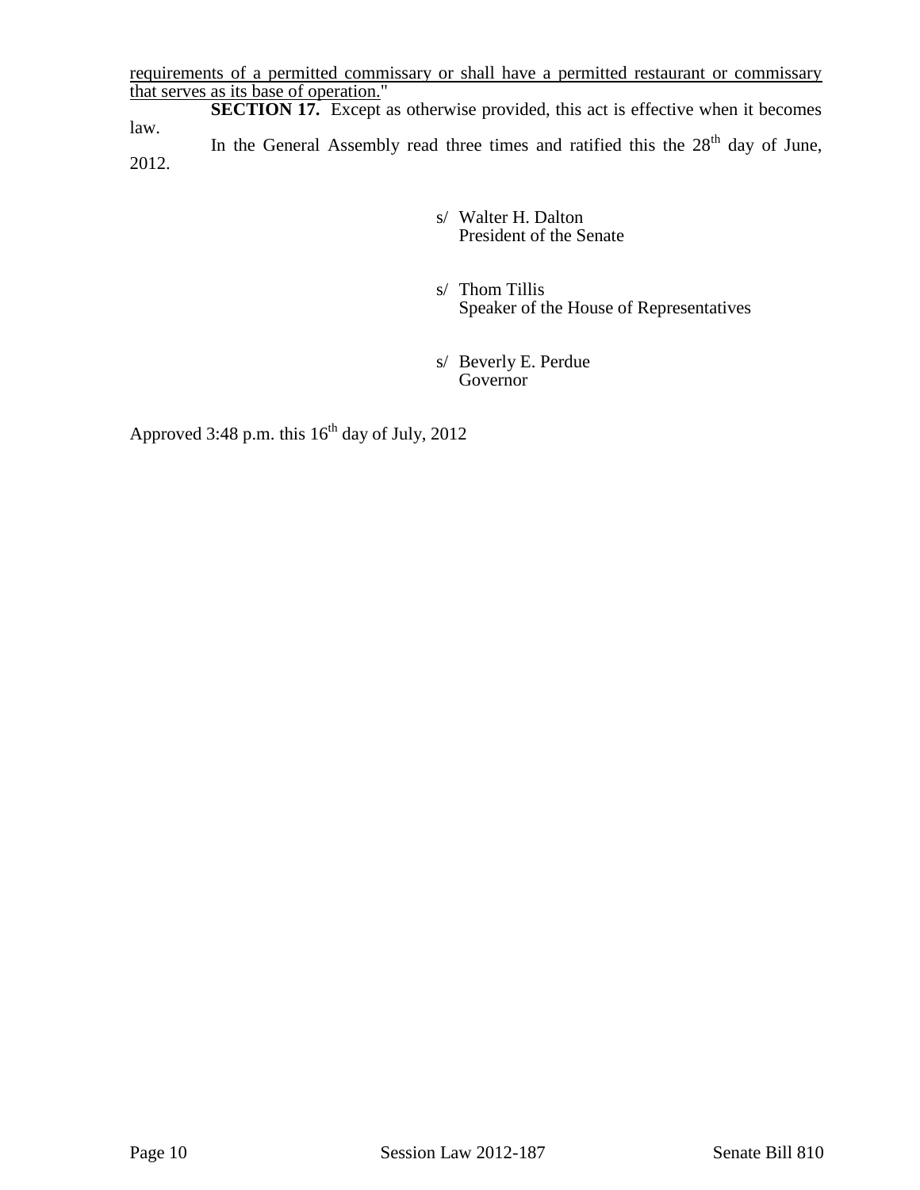requirements of a permitted commissary or shall have a permitted restaurant or commissary that serves as its base of operation."

**SECTION 17.** Except as otherwise provided, this act is effective when it becomes law.

In the General Assembly read three times and ratified this the 28th day of June, 2012.

s/ Walter H. Dalton
President of the Senate

s/ Thom Tillis
Speaker of the House of Representatives

s/ Beverly E. Perdue
Governor

Approved 3:48 p.m. this 16th day of July, 2012